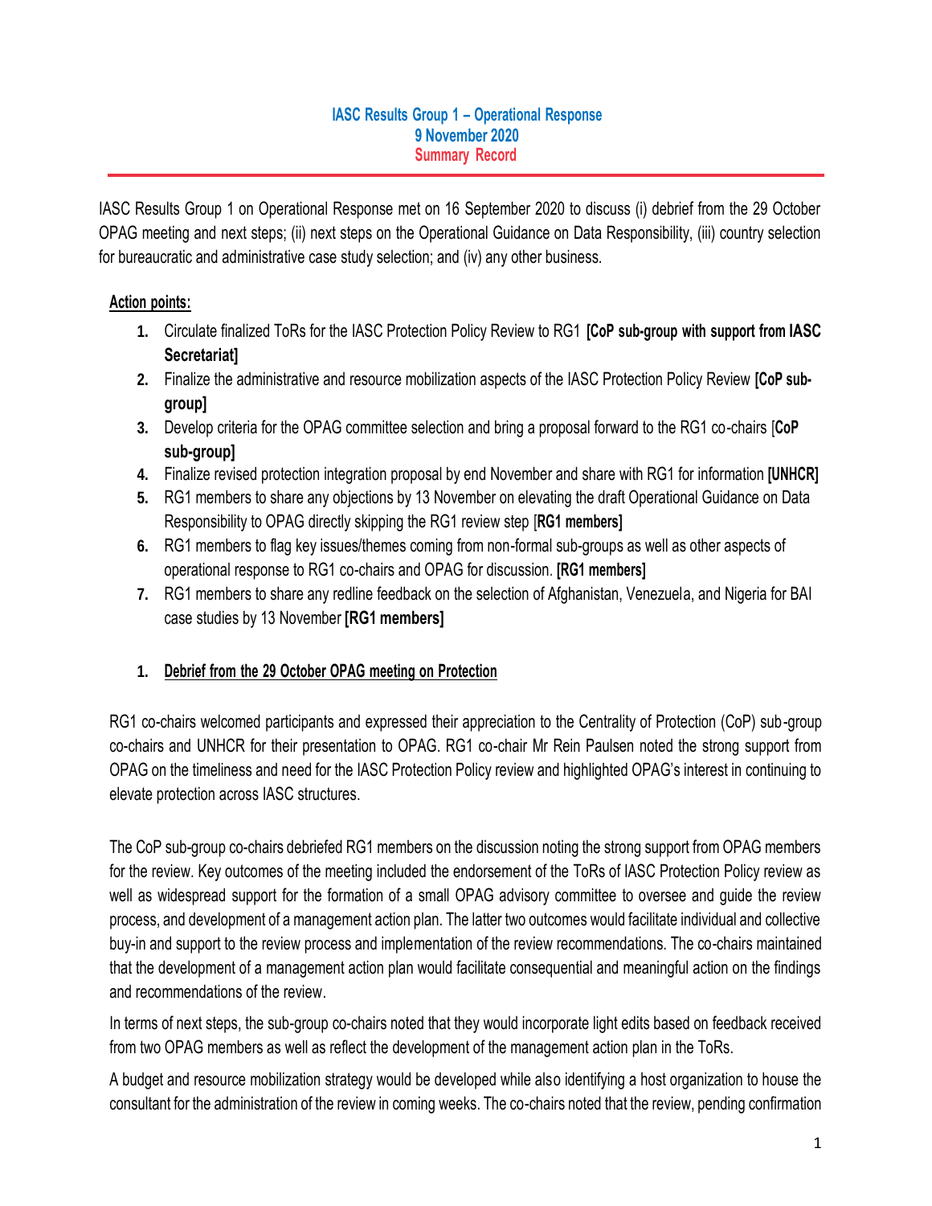**IASC Results Group 1 – Operational Response**
**9 November 2020**
**Summary Record**

IASC Results Group 1 on Operational Response met on 16 September 2020 to discuss (i) debrief from the 29 October OPAG meeting and next steps; (ii) next steps on the Operational Guidance on Data Responsibility, (iii) country selection for bureaucratic and administrative case study selection; and (iv) any other business.

**Action points:**

1. Circulate finalized ToRs for the IASC Protection Policy Review to RG1 **[CoP sub-group with support from IASC Secretariat]**
2. Finalize the administrative and resource mobilization aspects of the IASC Protection Policy Review **[CoP sub-group]**
3. Develop criteria for the OPAG committee selection and bring a proposal forward to the RG1 co-chairs [**CoP sub-group]**
4. Finalize revised protection integration proposal by end November and share with RG1 for information **[UNHCR]**
5. RG1 members to share any objections by 13 November on elevating the draft Operational Guidance on Data Responsibility to OPAG directly skipping the RG1 review step [**RG1 members]**
6. RG1 members to flag key issues/themes coming from non-formal sub-groups as well as other aspects of operational response to RG1 co-chairs and OPAG for discussion. **[RG1 members]**
7. RG1 members to share any redline feedback on the selection of Afghanistan, Venezuela, and Nigeria for BAI case studies by 13 November **[RG1 members]**

## 1. Debrief from the 29 October OPAG meeting on Protection

RG1 co-chairs welcomed participants and expressed their appreciation to the Centrality of Protection (CoP) sub-group co-chairs and UNHCR for their presentation to OPAG. RG1 co-chair Mr Rein Paulsen noted the strong support from OPAG on the timeliness and need for the IASC Protection Policy review and highlighted OPAG's interest in continuing to elevate protection across IASC structures.

The CoP sub-group co-chairs debriefed RG1 members on the discussion noting the strong support from OPAG members for the review. Key outcomes of the meeting included the endorsement of the ToRs of IASC Protection Policy review as well as widespread support for the formation of a small OPAG advisory committee to oversee and guide the review process, and development of a management action plan. The latter two outcomes would facilitate individual and collective buy-in and support to the review process and implementation of the review recommendations. The co-chairs maintained that the development of a management action plan would facilitate consequential and meaningful action on the findings and recommendations of the review.

In terms of next steps, the sub-group co-chairs noted that they would incorporate light edits based on feedback received from two OPAG members as well as reflect the development of the management action plan in the ToRs.

A budget and resource mobilization strategy would be developed while also identifying a host organization to house the consultant for the administration of the review in coming weeks. The co-chairs noted that the review, pending confirmation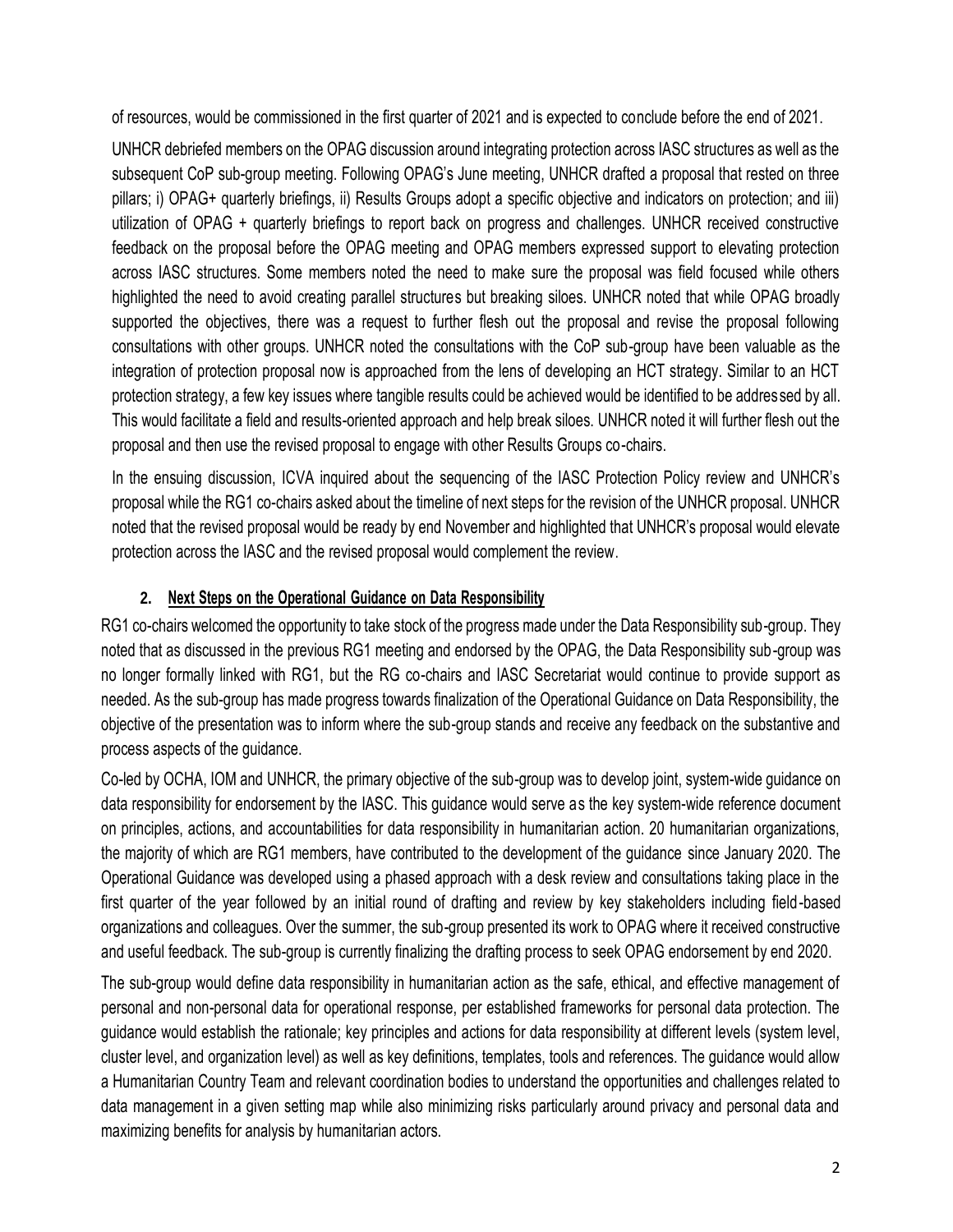of resources, would be commissioned in the first quarter of 2021 and is expected to conclude before the end of 2021.

UNHCR debriefed members on the OPAG discussion around integrating protection across IASC structures as well as the subsequent CoP sub-group meeting. Following OPAG's June meeting, UNHCR drafted a proposal that rested on three pillars; i) OPAG+ quarterly briefings, ii) Results Groups adopt a specific objective and indicators on protection; and iii) utilization of OPAG + quarterly briefings to report back on progress and challenges. UNHCR received constructive feedback on the proposal before the OPAG meeting and OPAG members expressed support to elevating protection across IASC structures. Some members noted the need to make sure the proposal was field focused while others highlighted the need to avoid creating parallel structures but breaking siloes. UNHCR noted that while OPAG broadly supported the objectives, there was a request to further flesh out the proposal and revise the proposal following consultations with other groups. UNHCR noted the consultations with the CoP sub-group have been valuable as the integration of protection proposal now is approached from the lens of developing an HCT strategy. Similar to an HCT protection strategy, a few key issues where tangible results could be achieved would be identified to be addressed by all. This would facilitate a field and results-oriented approach and help break siloes. UNHCR noted it will further flesh out the proposal and then use the revised proposal to engage with other Results Groups co-chairs.

In the ensuing discussion, ICVA inquired about the sequencing of the IASC Protection Policy review and UNHCR's proposal while the RG1 co-chairs asked about the timeline of next steps for the revision of the UNHCR proposal. UNHCR noted that the revised proposal would be ready by end November and highlighted that UNHCR's proposal would elevate protection across the IASC and the revised proposal would complement the review.

## 2. Next Steps on the Operational Guidance on Data Responsibility

RG1 co-chairs welcomed the opportunity to take stock of the progress made under the Data Responsibility sub-group. They noted that as discussed in the previous RG1 meeting and endorsed by the OPAG, the Data Responsibility sub-group was no longer formally linked with RG1, but the RG co-chairs and IASC Secretariat would continue to provide support as needed. As the sub-group has made progress towards finalization of the Operational Guidance on Data Responsibility, the objective of the presentation was to inform where the sub-group stands and receive any feedback on the substantive and process aspects of the guidance.

Co-led by OCHA, IOM and UNHCR, the primary objective of the sub-group was to develop joint, system-wide guidance on data responsibility for endorsement by the IASC. This guidance would serve as the key system-wide reference document on principles, actions, and accountabilities for data responsibility in humanitarian action. 20 humanitarian organizations, the majority of which are RG1 members, have contributed to the development of the guidance since January 2020. The Operational Guidance was developed using a phased approach with a desk review and consultations taking place in the first quarter of the year followed by an initial round of drafting and review by key stakeholders including field-based organizations and colleagues. Over the summer, the sub-group presented its work to OPAG where it received constructive and useful feedback. The sub-group is currently finalizing the drafting process to seek OPAG endorsement by end 2020.

The sub-group would define data responsibility in humanitarian action as the safe, ethical, and effective management of personal and non-personal data for operational response, per established frameworks for personal data protection. The guidance would establish the rationale; key principles and actions for data responsibility at different levels (system level, cluster level, and organization level) as well as key definitions, templates, tools and references. The guidance would allow a Humanitarian Country Team and relevant coordination bodies to understand the opportunities and challenges related to data management in a given setting map while also minimizing risks particularly around privacy and personal data and maximizing benefits for analysis by humanitarian actors.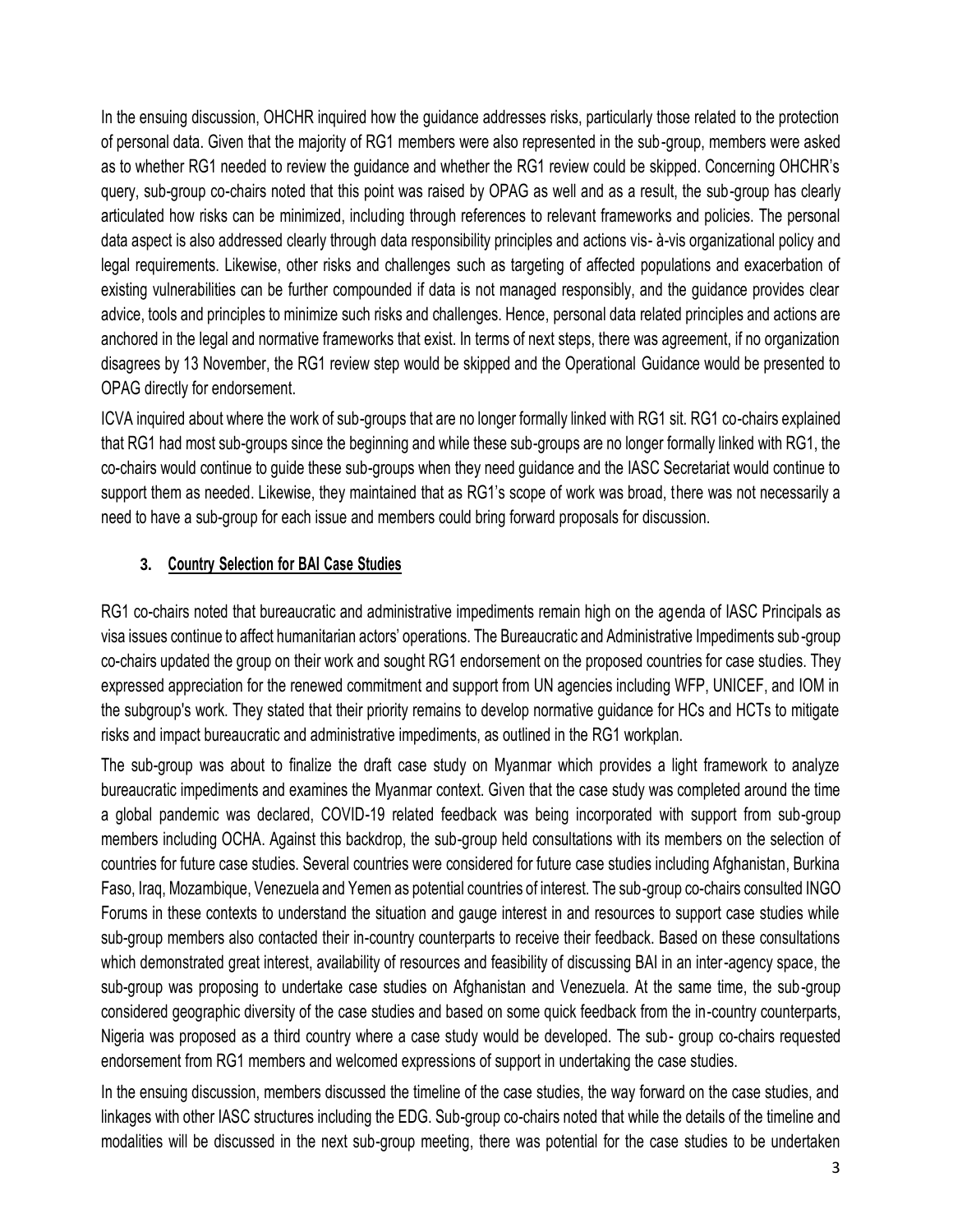In the ensuing discussion, OHCHR inquired how the guidance addresses risks, particularly those related to the protection of personal data. Given that the majority of RG1 members were also represented in the sub-group, members were asked as to whether RG1 needed to review the guidance and whether the RG1 review could be skipped. Concerning OHCHR's query, sub-group co-chairs noted that this point was raised by OPAG as well and as a result, the sub-group has clearly articulated how risks can be minimized, including through references to relevant frameworks and policies. The personal data aspect is also addressed clearly through data responsibility principles and actions vis- à-vis organizational policy and legal requirements. Likewise, other risks and challenges such as targeting of affected populations and exacerbation of existing vulnerabilities can be further compounded if data is not managed responsibly, and the guidance provides clear advice, tools and principles to minimize such risks and challenges. Hence, personal data related principles and actions are anchored in the legal and normative frameworks that exist. In terms of next steps, there was agreement, if no organization disagrees by 13 November, the RG1 review step would be skipped and the Operational Guidance would be presented to OPAG directly for endorsement.

ICVA inquired about where the work of sub-groups that are no longer formally linked with RG1 sit. RG1 co-chairs explained that RG1 had most sub-groups since the beginning and while these sub-groups are no longer formally linked with RG1, the co-chairs would continue to guide these sub-groups when they need guidance and the IASC Secretariat would continue to support them as needed. Likewise, they maintained that as RG1's scope of work was broad, there was not necessarily a need to have a sub-group for each issue and members could bring forward proposals for discussion.

### 3. Country Selection for BAI Case Studies

RG1 co-chairs noted that bureaucratic and administrative impediments remain high on the agenda of IASC Principals as visa issues continue to affect humanitarian actors' operations. The Bureaucratic and Administrative Impediments sub-group co-chairs updated the group on their work and sought RG1 endorsement on the proposed countries for case studies. They expressed appreciation for the renewed commitment and support from UN agencies including WFP, UNICEF, and IOM in the subgroup's work. They stated that their priority remains to develop normative guidance for HCs and HCTs to mitigate risks and impact bureaucratic and administrative impediments, as outlined in the RG1 workplan.

The sub-group was about to finalize the draft case study on Myanmar which provides a light framework to analyze bureaucratic impediments and examines the Myanmar context. Given that the case study was completed around the time a global pandemic was declared, COVID-19 related feedback was being incorporated with support from sub-group members including OCHA. Against this backdrop, the sub-group held consultations with its members on the selection of countries for future case studies. Several countries were considered for future case studies including Afghanistan, Burkina Faso, Iraq, Mozambique, Venezuela and Yemen as potential countries of interest. The sub-group co-chairs consulted INGO Forums in these contexts to understand the situation and gauge interest in and resources to support case studies while sub-group members also contacted their in-country counterparts to receive their feedback. Based on these consultations which demonstrated great interest, availability of resources and feasibility of discussing BAI in an inter-agency space, the sub-group was proposing to undertake case studies on Afghanistan and Venezuela. At the same time, the sub-group considered geographic diversity of the case studies and based on some quick feedback from the in-country counterparts, Nigeria was proposed as a third country where a case study would be developed. The sub- group co-chairs requested endorsement from RG1 members and welcomed expressions of support in undertaking the case studies.

In the ensuing discussion, members discussed the timeline of the case studies, the way forward on the case studies, and linkages with other IASC structures including the EDG. Sub-group co-chairs noted that while the details of the timeline and modalities will be discussed in the next sub-group meeting, there was potential for the case studies to be undertaken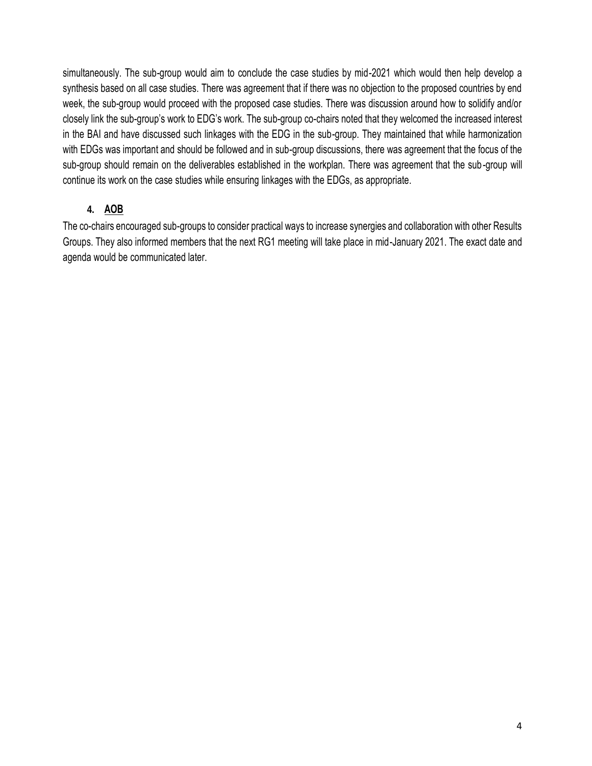simultaneously. The sub-group would aim to conclude the case studies by mid-2021 which would then help develop a synthesis based on all case studies. There was agreement that if there was no objection to the proposed countries by end week, the sub-group would proceed with the proposed case studies. There was discussion around how to solidify and/or closely link the sub-group's work to EDG's work. The sub-group co-chairs noted that they welcomed the increased interest in the BAI and have discussed such linkages with the EDG in the sub-group. They maintained that while harmonization with EDGs was important and should be followed and in sub-group discussions, there was agreement that the focus of the sub-group should remain on the deliverables established in the workplan. There was agreement that the sub-group will continue its work on the case studies while ensuring linkages with the EDGs, as appropriate.

### 4. <u>AOB</u>

The co-chairs encouraged sub-groups to consider practical ways to increase synergies and collaboration with other Results Groups. They also informed members that the next RG1 meeting will take place in mid-January 2021. The exact date and agenda would be communicated later.